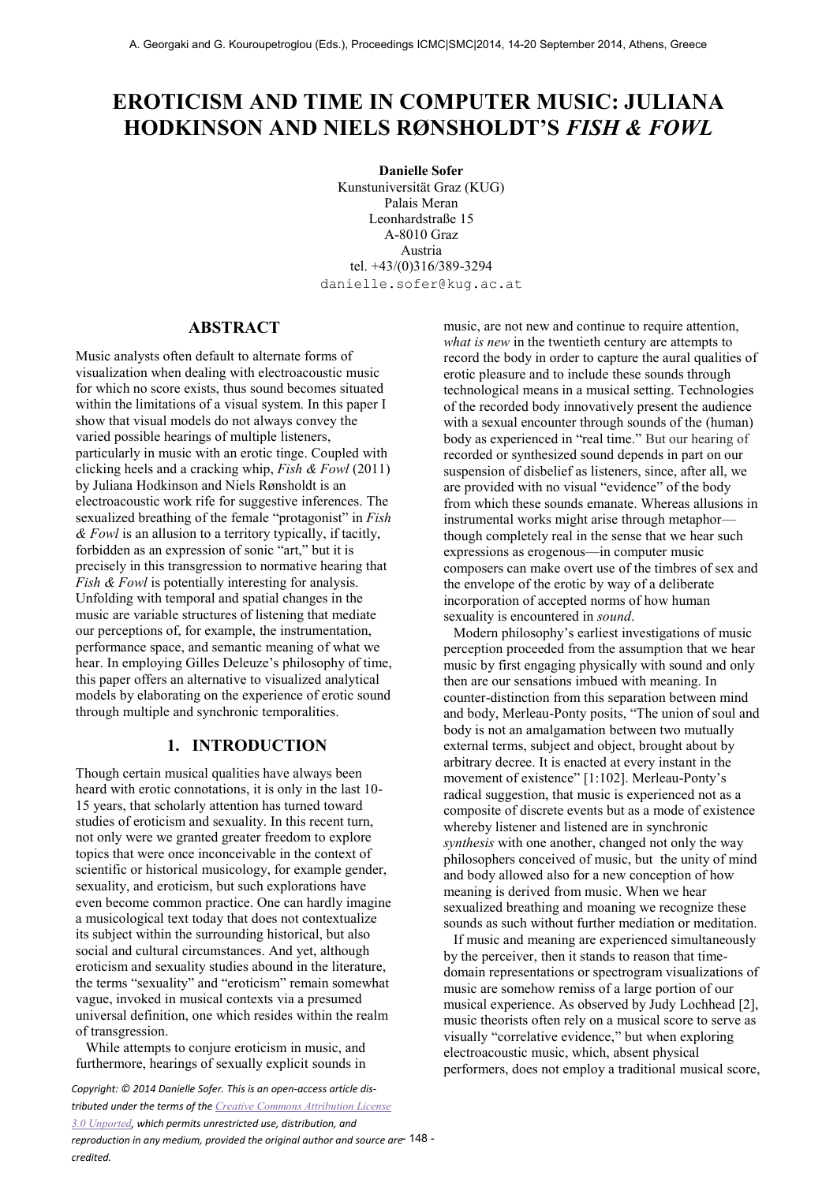# EROTICISM AND TIME IN COMPUTER MUSIC: JULIANA HODKINSON AND NIELS RØNSHOLDT'S *FISH & FOWL*

**Danielle Sofer**
Kunstuniversität Graz (KUG)
Palais Meran
Leonhardstraße 15
A-8010 Graz
Austria
tel. +43/(0)316/389-3294
danielle.sofer@kug.ac.at

## ABSTRACT

Music analysts often default to alternate forms of visualization when dealing with electroacoustic music for which no score exists, thus sound becomes situated within the limitations of a visual system. In this paper I show that visual models do not always convey the varied possible hearings of multiple listeners, particularly in music with an erotic tinge. Coupled with clicking heels and a cracking whip, *Fish & Fowl* (2011) by Juliana Hodkinson and Niels Rønsholdt is an electroacoustic work rife for suggestive inferences. The sexualized breathing of the female "protagonist" in *Fish & Fowl* is an allusion to a territory typically, if tacitly, forbidden as an expression of sonic "art," but it is precisely in this transgression to normative hearing that *Fish & Fowl* is potentially interesting for analysis. Unfolding with temporal and spatial changes in the music are variable structures of listening that mediate our perceptions of, for example, the instrumentation, performance space, and semantic meaning of what we hear. In employing Gilles Deleuze's philosophy of time, this paper offers an alternative to visualized analytical models by elaborating on the experience of erotic sound through multiple and synchronic temporalities.

## 1. INTRODUCTION

Though certain musical qualities have always been heard with erotic connotations, it is only in the last 10-15 years, that scholarly attention has turned toward studies of eroticism and sexuality. In this recent turn, not only were we granted greater freedom to explore topics that were once inconceivable in the context of scientific or historical musicology, for example gender, sexuality, and eroticism, but such explorations have even become common practice. One can hardly imagine a musicological text today that does not contextualize its subject within the surrounding historical, but also social and cultural circumstances. And yet, although eroticism and sexuality studies abound in the literature, the terms "sexuality" and "eroticism" remain somewhat vague, invoked in musical contexts via a presumed universal definition, one which resides within the realm of transgression.

While attempts to conjure eroticism in music, and furthermore, hearings of sexually explicit sounds in music, are not new and continue to require attention, *what is new* in the twentieth century are attempts to record the body in order to capture the aural qualities of erotic pleasure and to include these sounds through technological means in a musical setting. Technologies of the recorded body innovatively present the audience with a sexual encounter through sounds of the (human) body as experienced in "real time." But our hearing of recorded or synthesized sound depends in part on our suspension of disbelief as listeners, since, after all, we are provided with no visual "evidence" of the body from which these sounds emanate. Whereas allusions in instrumental works might arise through metaphor—though completely real in the sense that we hear such expressions as erogenous—in computer music composers can make overt use of the timbres of sex and the envelope of the erotic by way of a deliberate incorporation of accepted norms of how human sexuality is encountered in *sound*.

Modern philosophy's earliest investigations of music perception proceeded from the assumption that we hear music by first engaging physically with sound and only then are our sensations imbued with meaning. In counter-distinction from this separation between mind and body, Merleau-Ponty posits, "The union of soul and body is not an amalgamation between two mutually external terms, subject and object, brought about by arbitrary decree. It is enacted at every instant in the movement of existence" [1:102]. Merleau-Ponty's radical suggestion, that music is experienced not as a composite of discrete events but as a mode of existence whereby listener and listened are in synchronic *synthesis* with one another, changed not only the way philosophers conceived of music, but the unity of mind and body allowed also for a new conception of how meaning is derived from music. When we hear sexualized breathing and moaning we recognize these sounds as such without further mediation or meditation.

If music and meaning are experienced simultaneously by the perceiver, then it stands to reason that time-domain representations or spectrogram visualizations of music are somehow remiss of a large portion of our musical experience. As observed by Judy Lochhead [2], music theorists often rely on a musical score to serve as visually "correlative evidence," but when exploring electroacoustic music, which, absent physical performers, does not employ a traditional musical score,

*Copyright: © 2014 Danielle Sofer. This is an open-access article distributed under the terms of the Creative Commons Attribution License 3.0 Unported, which permits unrestricted use, distribution, and reproduction in any medium, provided the original author and source are credited.*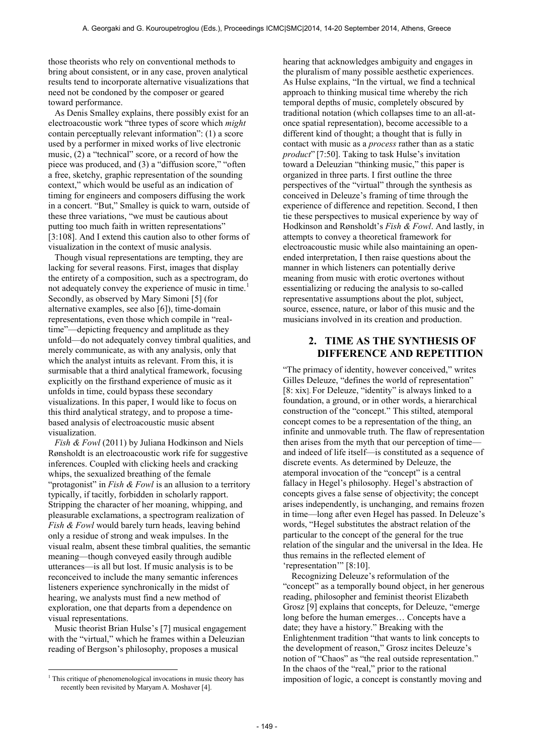those theorists who rely on conventional methods to bring about consistent, or in any case, proven analytical results tend to incorporate alternative visualizations that need not be condoned by the composer or geared toward performance.

As Denis Smalley explains, there possibly exist for an electroacoustic work "three types of score which *might* contain perceptually relevant information": (1) a score used by a performer in mixed works of live electronic music, (2) a "technical" score, or a record of how the piece was produced, and (3) a "diffusion score," "often a free, sketchy, graphic representation of the sounding context," which would be useful as an indication of timing for engineers and composers diffusing the work in a concert. "But," Smalley is quick to warn, outside of these three variations, "we must be cautious about putting too much faith in written representations" [3:108]. And I extend this caution also to other forms of visualization in the context of music analysis.

Though visual representations are tempting, they are lacking for several reasons. First, images that display the entirety of a composition, such as a spectrogram, do not adequately convey the experience of music in time.[1] Secondly, as observed by Mary Simoni [5] (for alternative examples, see also [6]), time-domain representations, even those which compile in "real-time"—depicting frequency and amplitude as they unfold—do not adequately convey timbral qualities, and merely communicate, as with any analysis, only that which the analyst intuits as relevant. From this, it is surmisable that a third analytical framework, focusing explicitly on the firsthand experience of music as it unfolds in time, could bypass these secondary visualizations. In this paper, I would like to focus on this third analytical strategy, and to propose a time-based analysis of electroacoustic music absent visualization.

*Fish & Fowl* (2011) by Juliana Hodkinson and Niels Rønsholdt is an electroacoustic work rife for suggestive inferences. Coupled with clicking heels and cracking whips, the sexualized breathing of the female "protagonist" in *Fish & Fowl* is an allusion to a territory typically, if tacitly, forbidden in scholarly rapport. Stripping the character of her moaning, whipping, and pleasurable exclamations, a spectrogram realization of *Fish & Fowl* would barely turn heads, leaving behind only a residue of strong and weak impulses. In the visual realm, absent these timbral qualities, the semantic meaning—though conveyed easily through audible utterances—is all but lost. If music analysis is to be reconceived to include the many semantic inferences listeners experience synchronically in the midst of hearing, we analysts must find a new method of exploration, one that departs from a dependence on visual representations.

Music theorist Brian Hulse's [7] musical engagement with the "virtual," which he frames within a Deleuzian reading of Bergson's philosophy, proposes a musical hearing that acknowledges ambiguity and engages in the pluralism of many possible aesthetic experiences. As Hulse explains, "In the virtual, we find a technical approach to thinking musical time whereby the rich temporal depths of music, completely obscured by traditional notation (which collapses time to an all-at-once spatial representation), become accessible to a different kind of thought; a thought that is fully in contact with music as a *process* rather than as a static *product*" [7:50]. Taking to task Hulse's invitation toward a Deleuzian "thinking music," this paper is organized in three parts. I first outline the three perspectives of the "virtual" through the synthesis as conceived in Deleuze's framing of time through the experience of difference and repetition. Second, I then tie these perspectives to musical experience by way of Hodkinson and Rønsholdt's *Fish & Fowl*. And lastly, in attempts to convey a theoretical framework for electroacoustic music while also maintaining an open-ended interpretation, I then raise questions about the manner in which listeners can potentially derive meaning from music with erotic overtones without essentializing or reducing the analysis to so-called representative assumptions about the plot, subject, source, essence, nature, or labor of this music and the musicians involved in its creation and production.

## 2. TIME AS THE SYNTHESIS OF DIFFERENCE AND REPETITION

"The primacy of identity, however conceived," writes Gilles Deleuze, "defines the world of representation" [8: xix]. For Deleuze, "identity" is always linked to a foundation, a ground, or in other words, a hierarchical construction of the "concept." This stilted, atemporal concept comes to be a representation of the thing, an infinite and unmovable truth. The flaw of representation then arises from the myth that our perception of time—and indeed of life itself—is constituted as a sequence of discrete events. As determined by Deleuze, the atemporal invocation of the "concept" is a central fallacy in Hegel's philosophy. Hegel's abstraction of concepts gives a false sense of objectivity; the concept arises independently, is unchanging, and remains frozen in time—long after even Hegel has passed. In Deleuze's words, "Hegel substitutes the abstract relation of the particular to the concept of the general for the true relation of the singular and the universal in the Idea. He thus remains in the reflected element of 'representation'" [8:10].

Recognizing Deleuze's reformulation of the "concept" as a temporally bound object, in her generous reading, philosopher and feminist theorist Elizabeth Grosz [9] explains that concepts, for Deleuze, "emerge long before the human emerges… Concepts have a date; they have a history." Breaking with the Enlightenment tradition "that wants to link concepts to the development of reason," Grosz incites Deleuze's notion of "Chaos" as "the real outside representation." In the chaos of the "real," prior to the rational imposition of logic, a concept is constantly moving and

[1] This critique of phenomenological invocations in music theory has recently been revisited by Maryam A. Moshaver [4].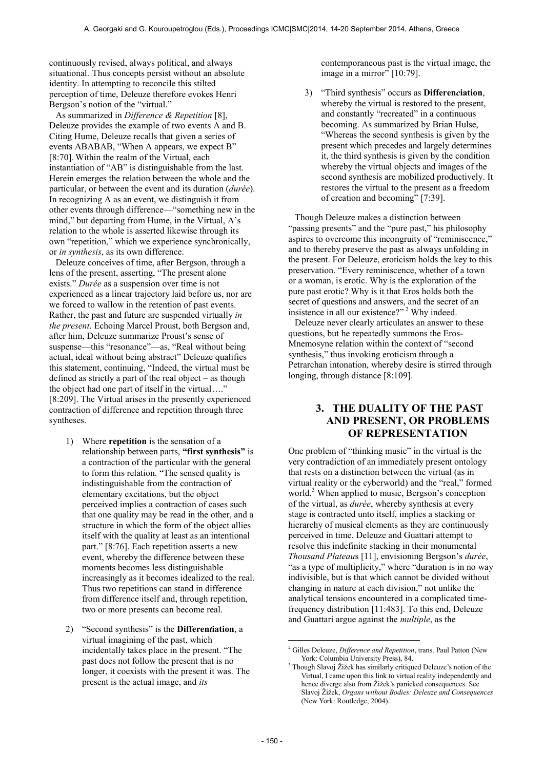continuously revised, always political, and always situational. Thus concepts persist without an absolute identity. In attempting to reconcile this stilted perception of time, Deleuze therefore evokes Henri Bergson's notion of the "virtual."

As summarized in *Difference & Repetition* [8], Deleuze provides the example of two events A and B. Citing Hume, Deleuze recalls that given a series of events ABABAB, "When A appears, we expect B" [8:70]. Within the realm of the Virtual, each instantiation of "AB" is distinguishable from the last. Herein emerges the relation between the whole and the particular, or between the event and its duration (*durée*). In recognizing A as an event, we distinguish it from other events through difference—"something new in the mind," but departing from Hume, in the Virtual, A's relation to the whole is asserted likewise through its own "repetition," which we experience synchronically, or *in synthesis*, as its own difference.

Deleuze conceives of time, after Bergson, through a lens of the present, asserting, "The present alone exists." *Durée* as a suspension over time is not experienced as a linear trajectory laid before us, nor are we forced to wallow in the retention of past events. Rather, the past and future are suspended virtually *in the present*. Echoing Marcel Proust, both Bergson and, after him, Deleuze summarize Proust's sense of suspense—this "resonance"—as, "Real without being actual, ideal without being abstract" Deleuze qualifies this statement, continuing, "Indeed, the virtual must be defined as strictly a part of the real object – as though the object had one part of itself in the virtual…." [8:209]. The Virtual arises in the presently experienced contraction of difference and repetition through three syntheses.

1) Where **repetition** is the sensation of a relationship between parts, **"first synthesis"** is a contraction of the particular with the general to form this relation. "The sensed quality is indistinguishable from the contraction of elementary excitations, but the object perceived implies a contraction of cases such that one quality may be read in the other, and a structure in which the form of the object allies itself with the quality at least as an intentional part." [8:76]. Each repetition asserts a new event, whereby the difference between these moments becomes less distinguishable increasingly as it becomes idealized to the real. Thus two repetitions can stand in difference from difference itself and, through repetition, two or more presents can become real.

2) "Second synthesis" is the **Differen*t*iation**, a virtual imagining of the past, which incidentally takes place in the present. "The past does not follow the present that is no longer, it coexists with the present it was. The present is the actual image, and *its* contemporaneous past is the virtual image, the image in a mirror" [10:79].

3) "Third synthesis" occurs as **Differen*c*iation**, whereby the virtual is restored to the present, and constantly "recreated" in a continuous becoming. As summarized by Brian Hulse, "Whereas the second synthesis is given by the present which precedes and largely determines it, the third synthesis is given by the condition whereby the virtual objects and images of the second synthesis are mobilized productively. It restores the virtual to the present as a freedom of creation and becoming" [7:39].

Though Deleuze makes a distinction between "passing presents" and the "pure past," his philosophy aspires to overcome this incongruity of "reminiscence," and to thereby preserve the past as always unfolding in the present. For Deleuze, eroticism holds the key to this preservation. "Every reminiscence, whether of a town or a woman, is erotic. Why is the exploration of the pure past erotic? Why is it that Eros holds both the secret of questions and answers, and the secret of an insistence in all our existence?" [2] Why indeed.

Deleuze never clearly articulates an answer to these questions, but he repeatedly summons the Eros-Mnemosyne relation within the context of "second synthesis," thus invoking eroticism through a Petrarchan intonation, whereby desire is stirred through longing, through distance [8:109].

## 3. THE DUALITY OF THE PAST AND PRESENT, OR PROBLEMS OF REPRESENTATION

One problem of "thinking music" in the virtual is the very contradiction of an immediately present ontology that rests on a distinction between the virtual (as in virtual reality or the cyberworld) and the "real," formed world.[3] When applied to music, Bergson's conception of the virtual, as *durée*, whereby synthesis at every stage is contracted unto itself, implies a stacking or hierarchy of musical elements as they are continuously perceived in time. Deleuze and Guattari attempt to resolve this indefinite stacking in their monumental *Thousand Plateau*s [11], envisioning Bergson's *durée*, "as a type of multiplicity," where "duration is in no way indivisible, but is that which cannot be divided without changing in nature at each division," not unlike the analytical tensions encountered in a complicated time-frequency distribution [11:483]. To this end, Deleuze and Guattari argue against the *multiple*, as the

---

[2] Gilles Deleuze, *Difference and Repetition*, trans. Paul Patton (New York: Columbia University Press), 84.

[3] Though Slavoj Žižek has similarly critiqued Deleuze's notion of the Virtual, I came upon this link to virtual reality independently and hence diverge also from Žižek's panicked consequences. See Slavoj Žižek, *Organs without Bodies: Deleuze and Consequences* (New York: Routledge, 2004).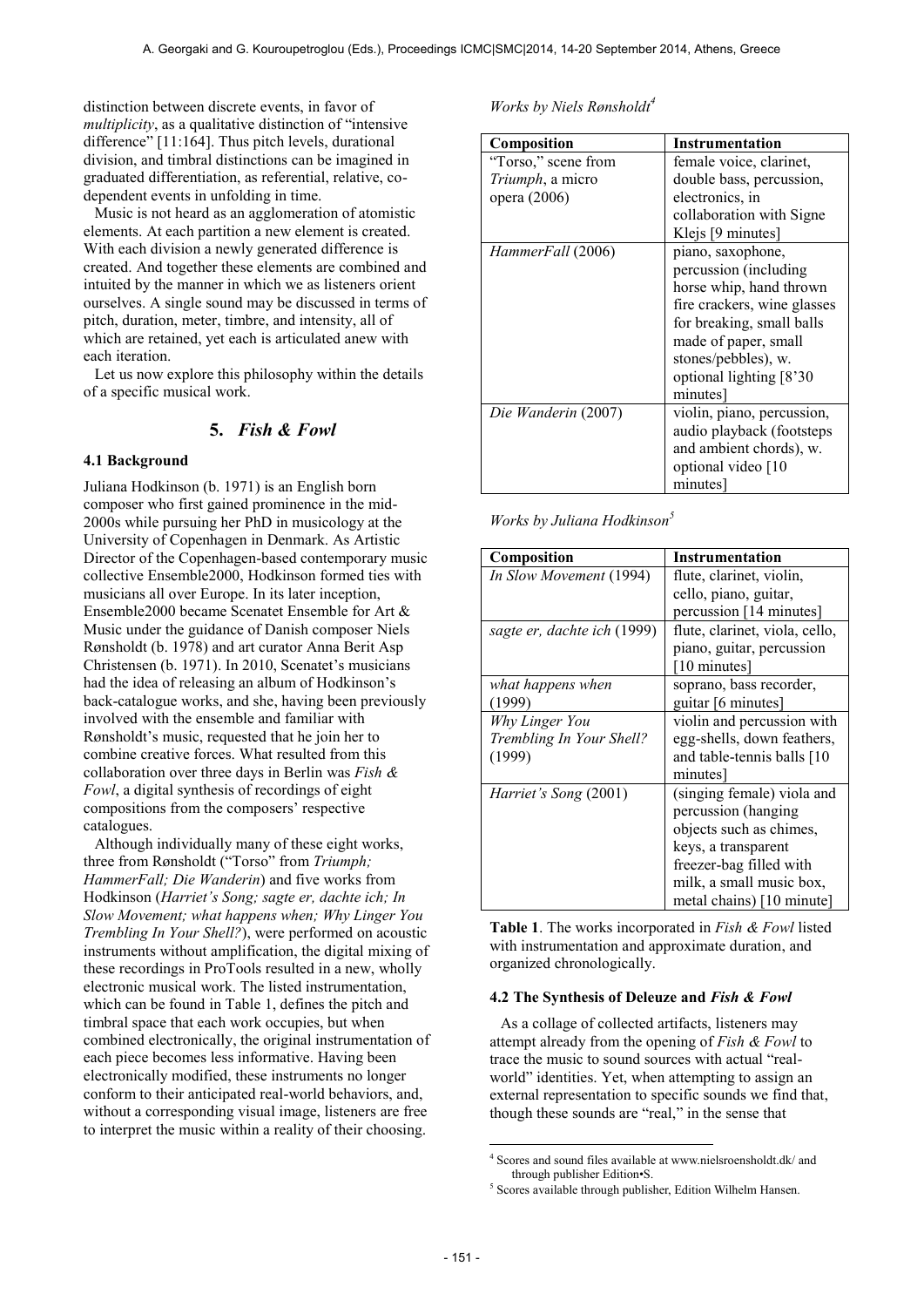distinction between discrete events, in favor of *multiplicity*, as a qualitative distinction of "intensive difference" [11:164]. Thus pitch levels, durational division, and timbral distinctions can be imagined in graduated differentiation, as referential, relative, co-dependent events in unfolding in time.

Music is not heard as an agglomeration of atomistic elements. At each partition a new element is created. With each division a newly generated difference is created. And together these elements are combined and intuited by the manner in which we as listeners orient ourselves. A single sound may be discussed in terms of pitch, duration, meter, timbre, and intensity, all of which are retained, yet each is articulated anew with each iteration.

Let us now explore this philosophy within the details of a specific musical work.

## 5. *Fish & Fowl*

### 4.1 Background

Juliana Hodkinson (b. 1971) is an English born composer who first gained prominence in the mid-2000s while pursuing her PhD in musicology at the University of Copenhagen in Denmark. As Artistic Director of the Copenhagen-based contemporary music collective Ensemble2000, Hodkinson formed ties with musicians all over Europe. In its later inception, Ensemble2000 became Scenatet Ensemble for Art & Music under the guidance of Danish composer Niels Rønsholdt (b. 1978) and art curator Anna Berit Asp Christensen (b. 1971). In 2010, Scenatet's musicians had the idea of releasing an album of Hodkinson's back-catalogue works, and she, having been previously involved with the ensemble and familiar with Rønsholdt's music, requested that he join her to combine creative forces. What resulted from this collaboration over three days in Berlin was *Fish & Fowl*, a digital synthesis of recordings of eight compositions from the composers' respective catalogues.

Although individually many of these eight works, three from Rønsholdt ("Torso" from *Triumph; HammerFall; Die Wanderin*) and five works from Hodkinson (*Harriet's Song; sagte er, dachte ich; In Slow Movement; what happens when; Why Linger You Trembling In Your Shell?*), were performed on acoustic instruments without amplification, the digital mixing of these recordings in ProTools resulted in a new, wholly electronic musical work. The listed instrumentation, which can be found in Table 1, defines the pitch and timbral space that each work occupies, but when combined electronically, the original instrumentation of each piece becomes less informative. Having been electronically modified, these instruments no longer conform to their anticipated real-world behaviors, and, without a corresponding visual image, listeners are free to interpret the music within a reality of their choosing.

*Works by Niels Rønsholdt*[4]

| Composition | Instrumentation |
|---|---|
| "Torso," scene from *Triumph*, a micro opera (2006) | female voice, clarinet, double bass, percussion, electronics, in collaboration with Signe Klejs [9 minutes] |
| *HammerFall* (2006) | piano, saxophone, percussion (including horse whip, hand thrown fire crackers, wine glasses for breaking, small balls made of paper, small stones/pebbles), w. optional lighting [8'30 minutes] |
| *Die Wanderin* (2007) | violin, piano, percussion, audio playback (footsteps and ambient chords), w. optional video [10 minutes] |

*Works by Juliana Hodkinson*[5]

| Composition | Instrumentation |
|---|---|
| *In Slow Movement* (1994) | flute, clarinet, violin, cello, piano, guitar, percussion [14 minutes] |
| *sagte er, dachte ich* (1999) | flute, clarinet, viola, cello, piano, guitar, percussion [10 minutes] |
| *what happens when* (1999) | soprano, bass recorder, guitar [6 minutes] |
| *Why Linger You Trembling In Your Shell?* (1999) | violin and percussion with egg-shells, down feathers, and table-tennis balls [10 minutes] |
| *Harriet's Song* (2001) | (singing female) viola and percussion (hanging objects such as chimes, keys, a transparent freezer-bag filled with milk, a small music box, metal chains) [10 minute] |

**Table 1**. The works incorporated in *Fish & Fowl* listed with instrumentation and approximate duration, and organized chronologically.

### 4.2 The Synthesis of Deleuze and *Fish & Fowl*

As a collage of collected artifacts, listeners may attempt already from the opening of *Fish & Fowl* to trace the music to sound sources with actual "real-world" identities. Yet, when attempting to assign an external representation to specific sounds we find that, though these sounds are "real," in the sense that

[4] Scores and sound files available at www.nielsroensholdt.dk/ and through publisher Edition•S.

[5] Scores available through publisher, Edition Wilhelm Hansen.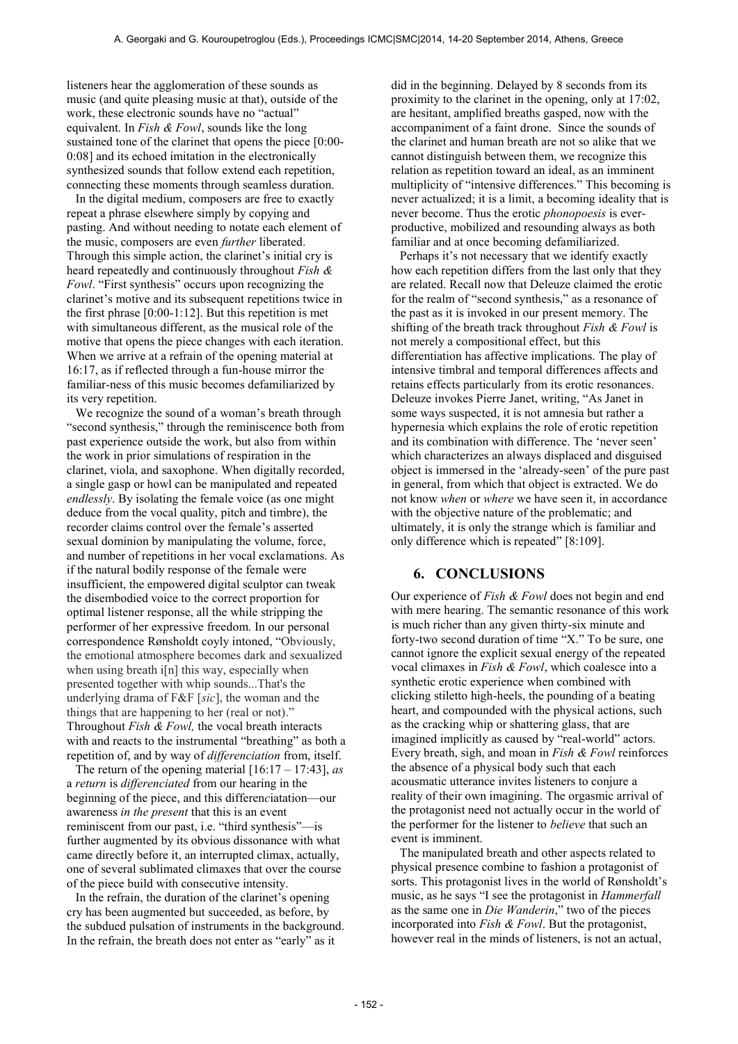listeners hear the agglomeration of these sounds as music (and quite pleasing music at that), outside of the work, these electronic sounds have no "actual" equivalent. In *Fish & Fowl*, sounds like the long sustained tone of the clarinet that opens the piece [0:00-0:08] and its echoed imitation in the electronically synthesized sounds that follow extend each repetition, connecting these moments through seamless duration.

In the digital medium, composers are free to exactly repeat a phrase elsewhere simply by copying and pasting. And without needing to notate each element of the music, composers are even *further* liberated. Through this simple action, the clarinet's initial cry is heard repeatedly and continuously throughout *Fish & Fowl*. "First synthesis" occurs upon recognizing the clarinet's motive and its subsequent repetitions twice in the first phrase [0:00-1:12]. But this repetition is met with simultaneous different, as the musical role of the motive that opens the piece changes with each iteration. When we arrive at a refrain of the opening material at 16:17, as if reflected through a fun-house mirror the familiar-ness of this music becomes defamiliarized by its very repetition.

We recognize the sound of a woman's breath through "second synthesis," through the reminiscence both from past experience outside the work, but also from within the work in prior simulations of respiration in the clarinet, viola, and saxophone. When digitally recorded, a single gasp or howl can be manipulated and repeated *endlessly*. By isolating the female voice (as one might deduce from the vocal quality, pitch and timbre), the recorder claims control over the female's asserted sexual dominion by manipulating the volume, force, and number of repetitions in her vocal exclamations. As if the natural bodily response of the female were insufficient, the empowered digital sculptor can tweak the disembodied voice to the correct proportion for optimal listener response, all the while stripping the performer of her expressive freedom. In our personal correspondence Rønsholdt coyly intoned, "Obviously, the emotional atmosphere becomes dark and sexualized when using breath i[n] this way, especially when presented together with whip sounds...That's the underlying drama of F&F [*sic*], the woman and the things that are happening to her (real or not)." Throughout *Fish & Fowl,* the vocal breath interacts with and reacts to the instrumental "breathing" as both a repetition of, and by way of *differenciation* from, itself.

The return of the opening material [16:17 – 17:43], *as* a *return* is *differenciated* from our hearing in the beginning of the piece, and this differen*c*iatation—our awareness *in the present* that this is an event reminiscent from our past, i.e. "third synthesis"—is further augmented by its obvious dissonance with what came directly before it, an interrupted climax, actually, one of several sublimated climaxes that over the course of the piece build with consecutive intensity.

In the refrain, the duration of the clarinet's opening cry has been augmented but succeeded, as before, by the subdued pulsation of instruments in the background. In the refrain, the breath does not enter as "early" as it did in the beginning. Delayed by 8 seconds from its proximity to the clarinet in the opening, only at 17:02, are hesitant, amplified breaths gasped, now with the accompaniment of a faint drone. Since the sounds of the clarinet and human breath are not so alike that we cannot distinguish between them, we recognize this relation as repetition toward an ideal, as an imminent multiplicity of "intensive differences." This becoming is never actualized; it is a limit, a becoming ideality that is never become. Thus the erotic *phonopoesis* is ever-productive, mobilized and resounding always as both familiar and at once becoming defamiliarized.

Perhaps it's not necessary that we identify exactly how each repetition differs from the last only that they are related. Recall now that Deleuze claimed the erotic for the realm of "second synthesis," as a resonance of the past as it is invoked in our present memory. The shifting of the breath track throughout *Fish & Fowl* is not merely a compositional effect, but this differentiation has affective implications. The play of intensive timbral and temporal differences affects and retains effects particularly from its erotic resonances. Deleuze invokes Pierre Janet, writing, "As Janet in some ways suspected, it is not amnesia but rather a hypernesia which explains the role of erotic repetition and its combination with difference. The 'never seen' which characterizes an always displaced and disguised object is immersed in the 'already-seen' of the pure past in general, from which that object is extracted. We do not know *when* or *where* we have seen it, in accordance with the objective nature of the problematic; and ultimately, it is only the strange which is familiar and only difference which is repeated" [8:109].

## 6. CONCLUSIONS

Our experience of *Fish & Fowl* does not begin and end with mere hearing. The semantic resonance of this work is much richer than any given thirty-six minute and forty-two second duration of time "X." To be sure, one cannot ignore the explicit sexual energy of the repeated vocal climaxes in *Fish & Fowl*, which coalesce into a synthetic erotic experience when combined with clicking stiletto high-heels, the pounding of a beating heart, and compounded with the physical actions, such as the cracking whip or shattering glass, that are imagined implicitly as caused by "real-world" actors. Every breath, sigh, and moan in *Fish & Fowl* reinforces the absence of a physical body such that each acousmatic utterance invites listeners to conjure a reality of their own imagining. The orgasmic arrival of the protagonist need not actually occur in the world of the performer for the listener to *believe* that such an event is imminent.

The manipulated breath and other aspects related to physical presence combine to fashion a protagonist of sorts. This protagonist lives in the world of Rønsholdt's music, as he says "I see the protagonist in *Hammerfall* as the same one in *Die Wanderin*," two of the pieces incorporated into *Fish & Fowl*. But the protagonist, however real in the minds of listeners, is not an actual,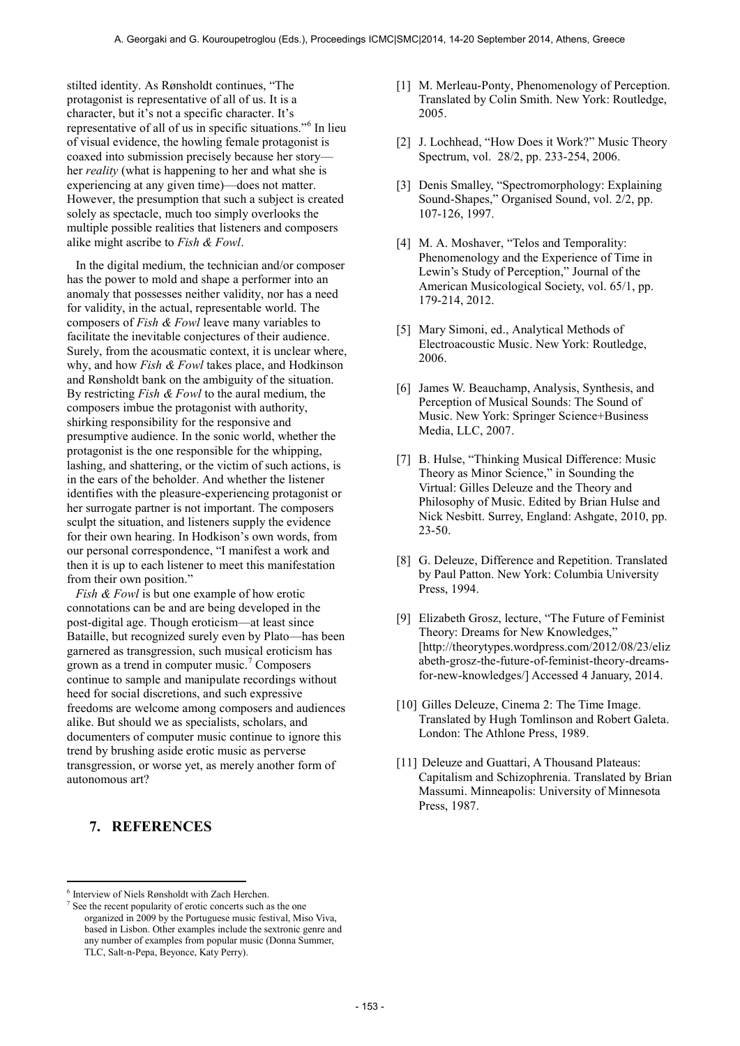stilted identity. As Rønsholdt continues, "The protagonist is representative of all of us. It is a character, but it's not a specific character. It's representative of all of us in specific situations."[6] In lieu of visual evidence, the howling female protagonist is coaxed into submission precisely because her story—her *reality* (what is happening to her and what she is experiencing at any given time)—does not matter. However, the presumption that such a subject is created solely as spectacle, much too simply overlooks the multiple possible realities that listeners and composers alike might ascribe to *Fish & Fowl*.

In the digital medium, the technician and/or composer has the power to mold and shape a performer into an anomaly that possesses neither validity, nor has a need for validity, in the actual, representable world. The composers of *Fish & Fowl* leave many variables to facilitate the inevitable conjectures of their audience. Surely, from the acousmatic context, it is unclear where, why, and how *Fish & Fowl* takes place, and Hodkinson and Rønsholdt bank on the ambiguity of the situation. By restricting *Fish & Fowl* to the aural medium, the composers imbue the protagonist with authority, shirking responsibility for the responsive and presumptive audience. In the sonic world, whether the protagonist is the one responsible for the whipping, lashing, and shattering, or the victim of such actions, is in the ears of the beholder. And whether the listener identifies with the pleasure-experiencing protagonist or her surrogate partner is not important. The composers sculpt the situation, and listeners supply the evidence for their own hearing. In Hodkison's own words, from our personal correspondence, "I manifest a work and then it is up to each listener to meet this manifestation from their own position."

*Fish & Fowl* is but one example of how erotic connotations can be and are being developed in the post-digital age. Though eroticism—at least since Bataille, but recognized surely even by Plato—has been garnered as transgression, such musical eroticism has grown as a trend in computer music.[7] Composers continue to sample and manipulate recordings without heed for social discretions, and such expressive freedoms are welcome among composers and audiences alike. But should we as specialists, scholars, and documenters of computer music continue to ignore this trend by brushing aside erotic music as perverse transgression, or worse yet, as merely another form of autonomous art?

## 7. REFERENCES

[1] M. Merleau-Ponty, Phenomenology of Perception. Translated by Colin Smith. New York: Routledge, 2005.

[2] J. Lochhead, "How Does it Work?" Music Theory Spectrum, vol. 28/2, pp. 233-254, 2006.

[3] Denis Smalley, "Spectromorphology: Explaining Sound-Shapes," Organised Sound, vol. 2/2, pp. 107-126, 1997.

[4] M. A. Moshaver, "Telos and Temporality: Phenomenology and the Experience of Time in Lewin's Study of Perception," Journal of the American Musicological Society, vol. 65/1, pp. 179-214, 2012.

[5] Mary Simoni, ed., Analytical Methods of Electroacoustic Music. New York: Routledge, 2006.

[6] James W. Beauchamp, Analysis, Synthesis, and Perception of Musical Sounds: The Sound of Music. New York: Springer Science+Business Media, LLC, 2007.

[7] B. Hulse, "Thinking Musical Difference: Music Theory as Minor Science," in Sounding the Virtual: Gilles Deleuze and the Theory and Philosophy of Music. Edited by Brian Hulse and Nick Nesbitt. Surrey, England: Ashgate, 2010, pp. 23-50.

[8] G. Deleuze, Difference and Repetition. Translated by Paul Patton. New York: Columbia University Press, 1994.

[9] Elizabeth Grosz, lecture, "The Future of Feminist Theory: Dreams for New Knowledges," [http://theorytypes.wordpress.com/2012/08/23/elizabeth-grosz-the-future-of-feminist-theory-dreams-for-new-knowledges/] Accessed 4 January, 2014.

[10] Gilles Deleuze, Cinema 2: The Time Image. Translated by Hugh Tomlinson and Robert Galeta. London: The Athlone Press, 1989.

[11] Deleuze and Guattari, A Thousand Plateaus: Capitalism and Schizophrenia. Translated by Brian Massumi. Minneapolis: University of Minnesota Press, 1987.

---

[6] Interview of Niels Rønsholdt with Zach Herchen.

[7] See the recent popularity of erotic concerts such as the one organized in 2009 by the Portuguese music festival, Miso Viva, based in Lisbon. Other examples include the sextronic genre and any number of examples from popular music (Donna Summer, TLC, Salt-n-Pepa, Beyonce, Katy Perry).